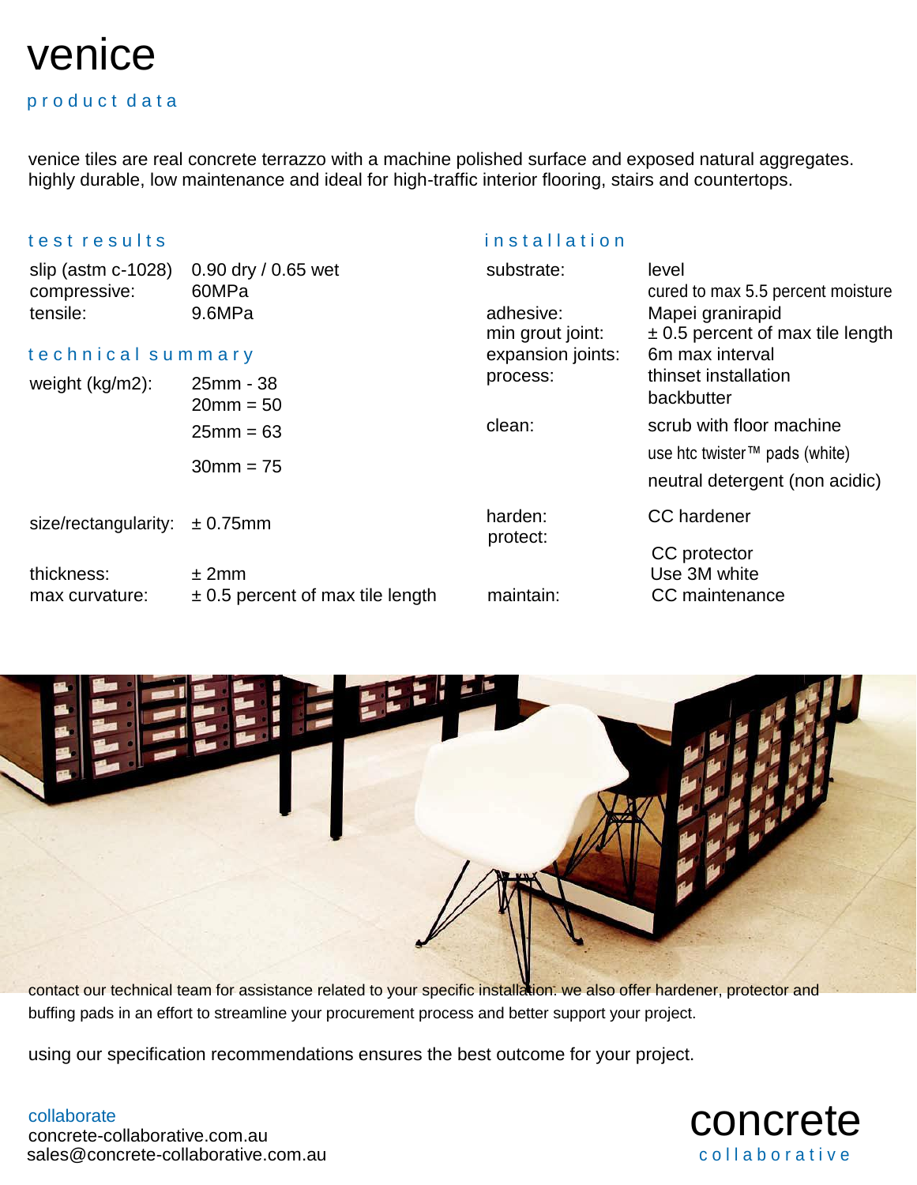# venice

## product data

venice tiles are real concrete terrazzo with a machine polished surface and exposed natural aggregates. highly durable, low maintenance and ideal for high-traffic interior flooring, stairs and countertops.

### test results

| | |
|---|---|
| slip (astm c-1028) | 0.90 dry / 0.65 wet |
| compressive: | 60MPa |
| tensile: | 9.6MPa |

### technical summary

| | |
|---|---|
| weight (kg/m2): | 25mm - 38<br>20mm = 50<br>25mm = 63<br>30mm = 75 |
| size/rectangularity: | ± 0.75mm |
| thickness: | ± 2mm |
| max curvature: | ± 0.5 percent of max tile length |

### installation

| | |
|---|---|
| substrate: | level<br>cured to max 5.5 percent moisture |
| adhesive: | Mapei granirapid |
| min grout joint: | ± 0.5 percent of max tile length |
| expansion joints: | 6m max interval |
| process: | thinset installation<br>backbutter |
| clean: | scrub with floor machine<br>use htc twister™ pads (white)<br>neutral detergent (non acidic) |
| harden: | CC hardener |
| protect: | CC protector<br>Use 3M white |
| maintain: | CC maintenance |

contact our technical team for assistance related to your specific installation. we also offer hardener, protector and buffing pads in an effort to streamline your procurement process and better support your project.

using our specification recommendations ensures the best outcome for your project.

collaborate
concrete-collaborative.com.au
sales@concrete-collaborative.com.au

concrete
collaborative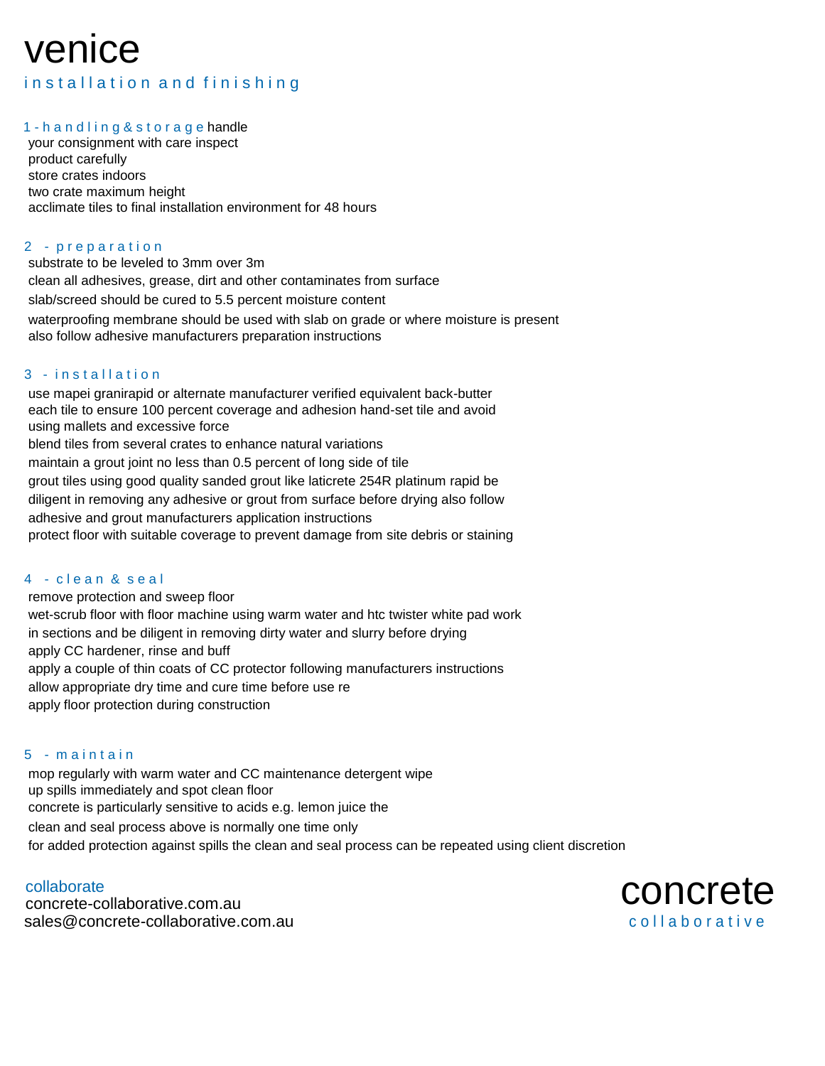# venice

## installation and finishing

### 1 - handling & storage

handle your consignment with care inspect product carefully
store crates indoors
two crate maximum height
acclimate tiles to final installation environment for 48 hours

### 2 - preparation

substrate to be leveled to 3mm over 3m
clean all adhesives, grease, dirt and other contaminates from surface
slab/screed should be cured to 5.5 percent moisture content
waterproofing membrane should be used with slab on grade or where moisture is present
also follow adhesive manufacturers preparation instructions

### 3 - installation

use mapei granirapid or alternate manufacturer verified equivalent back-butter each tile to ensure 100 percent coverage and adhesion hand-set tile and avoid using mallets and excessive force
blend tiles from several crates to enhance natural variations
maintain a grout joint no less than 0.5 percent of long side of tile
grout tiles using good quality sanded grout like laticrete 254R platinum rapid be diligent in removing any adhesive or grout from surface before drying also follow adhesive and grout manufacturers application instructions
protect floor with suitable coverage to prevent damage from site debris or staining

### 4 - clean & seal

remove protection and sweep floor
wet-scrub floor with floor machine using warm water and htc twister white pad work in sections and be diligent in removing dirty water and slurry before drying
apply CC hardener, rinse and buff
apply a couple of thin coats of CC protector following manufacturers instructions
allow appropriate dry time and cure time before use re apply floor protection during construction

### 5 - maintain

mop regularly with warm water and CC maintenance detergent wipe up spills immediately and spot clean floor
concrete is particularly sensitive to acids e.g. lemon juice the clean and seal process above is normally one time only
for added protection against spills the clean and seal process can be repeated using client discretion

collaborate
concrete-collaborative.com.au
sales@concrete-collaborative.com.au

concrete
collaborative